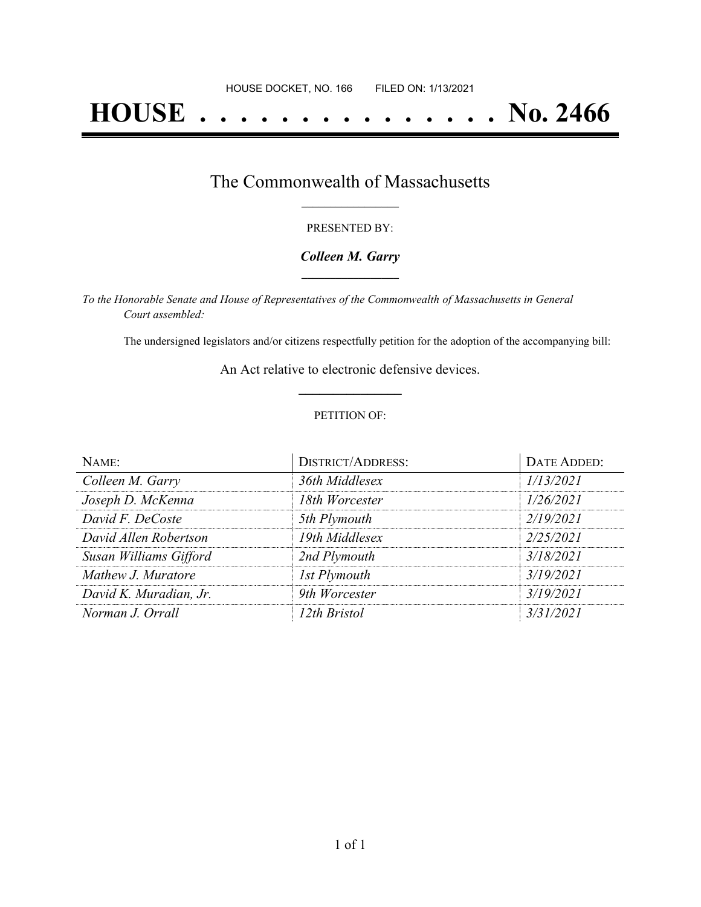HOUSE DOCKET, NO. 166 FILED ON: 1/13/2021

# HOUSE . . . . . . . . . . . . . . . No. 2466

## The Commonwealth of Massachusetts

PRESENTED BY:

***Colleen M. Garry***

*To the Honorable Senate and House of Representatives of the Commonwealth of Massachusetts in General Court assembled:*

The undersigned legislators and/or citizens respectfully petition for the adoption of the accompanying bill:

An Act relative to electronic defensive devices.

PETITION OF:

| NAME: | DISTRICT/ADDRESS: | DATE ADDED: |
| --- | --- | --- |
| *Colleen M. Garry* | *36th Middlesex* | *1/13/2021* |
| *Joseph D. McKenna* | *18th Worcester* | *1/26/2021* |
| *David F. DeCoste* | *5th Plymouth* | *2/19/2021* |
| *David Allen Robertson* | *19th Middlesex* | *2/25/2021* |
| *Susan Williams Gifford* | *2nd Plymouth* | *3/18/2021* |
| *Mathew J. Muratore* | *1st Plymouth* | *3/19/2021* |
| *David K. Muradian, Jr.* | *9th Worcester* | *3/19/2021* |
| *Norman J. Orrall* | *12th Bristol* | *3/31/2021* |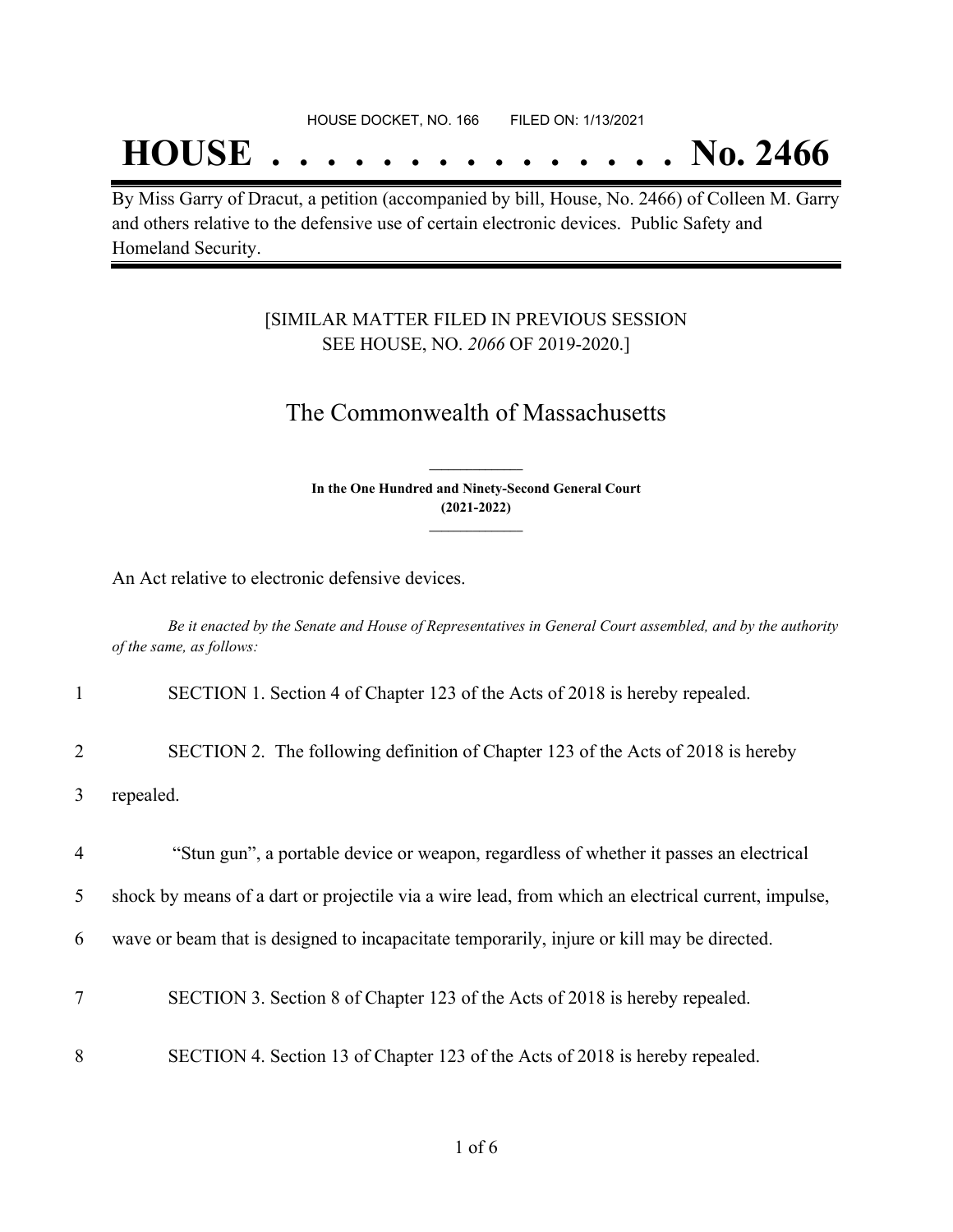HOUSE DOCKET, NO. 166 FILED ON: 1/13/2021

# HOUSE . . . . . . . . . . . . . . . No. 2466

By Miss Garry of Dracut, a petition (accompanied by bill, House, No. 2466) of Colleen M. Garry and others relative to the defensive use of certain electronic devices. Public Safety and Homeland Security.

[SIMILAR MATTER FILED IN PREVIOUS SESSION SEE HOUSE, NO. *2066* OF 2019-2020.]

## The Commonwealth of Massachusetts

**In the One Hundred and Ninety-Second General Court (2021-2022)**

An Act relative to electronic defensive devices.

*Be it enacted by the Senate and House of Representatives in General Court assembled, and by the authority of the same, as follows:*

1 SECTION 1. Section 4 of Chapter 123 of the Acts of 2018 is hereby repealed.

2 SECTION 2. The following definition of Chapter 123 of the Acts of 2018 is hereby

3 repealed.

4 "Stun gun", a portable device or weapon, regardless of whether it passes an electrical

5 shock by means of a dart or projectile via a wire lead, from which an electrical current, impulse,

6 wave or beam that is designed to incapacitate temporarily, injure or kill may be directed.

7 SECTION 3. Section 8 of Chapter 123 of the Acts of 2018 is hereby repealed.

8 SECTION 4. Section 13 of Chapter 123 of the Acts of 2018 is hereby repealed.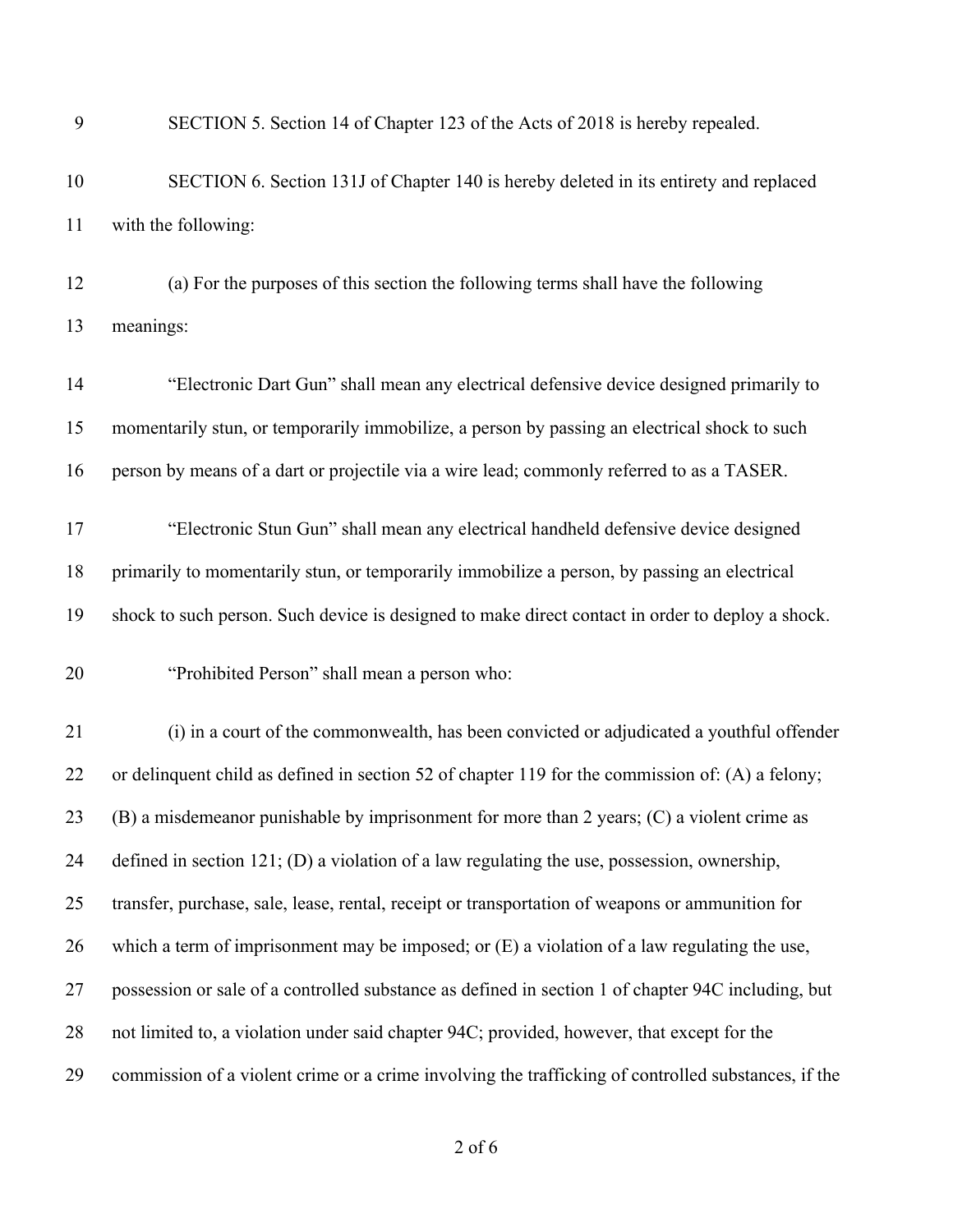SECTION 5. Section 14 of Chapter 123 of the Acts of 2018 is hereby repealed.

SECTION 6. Section 131J of Chapter 140 is hereby deleted in its entirety and replaced with the following:

(a) For the purposes of this section the following terms shall have the following meanings:

"Electronic Dart Gun" shall mean any electrical defensive device designed primarily to momentarily stun, or temporarily immobilize, a person by passing an electrical shock to such person by means of a dart or projectile via a wire lead; commonly referred to as a TASER.

"Electronic Stun Gun" shall mean any electrical handheld defensive device designed primarily to momentarily stun, or temporarily immobilize a person, by passing an electrical shock to such person. Such device is designed to make direct contact in order to deploy a shock.

"Prohibited Person" shall mean a person who:

(i) in a court of the commonwealth, has been convicted or adjudicated a youthful offender or delinquent child as defined in section 52 of chapter 119 for the commission of: (A) a felony; (B) a misdemeanor punishable by imprisonment for more than 2 years; (C) a violent crime as defined in section 121; (D) a violation of a law regulating the use, possession, ownership, transfer, purchase, sale, lease, rental, receipt or transportation of weapons or ammunition for which a term of imprisonment may be imposed; or (E) a violation of a law regulating the use, possession or sale of a controlled substance as defined in section 1 of chapter 94C including, but not limited to, a violation under said chapter 94C; provided, however, that except for the commission of a violent crime or a crime involving the trafficking of controlled substances, if the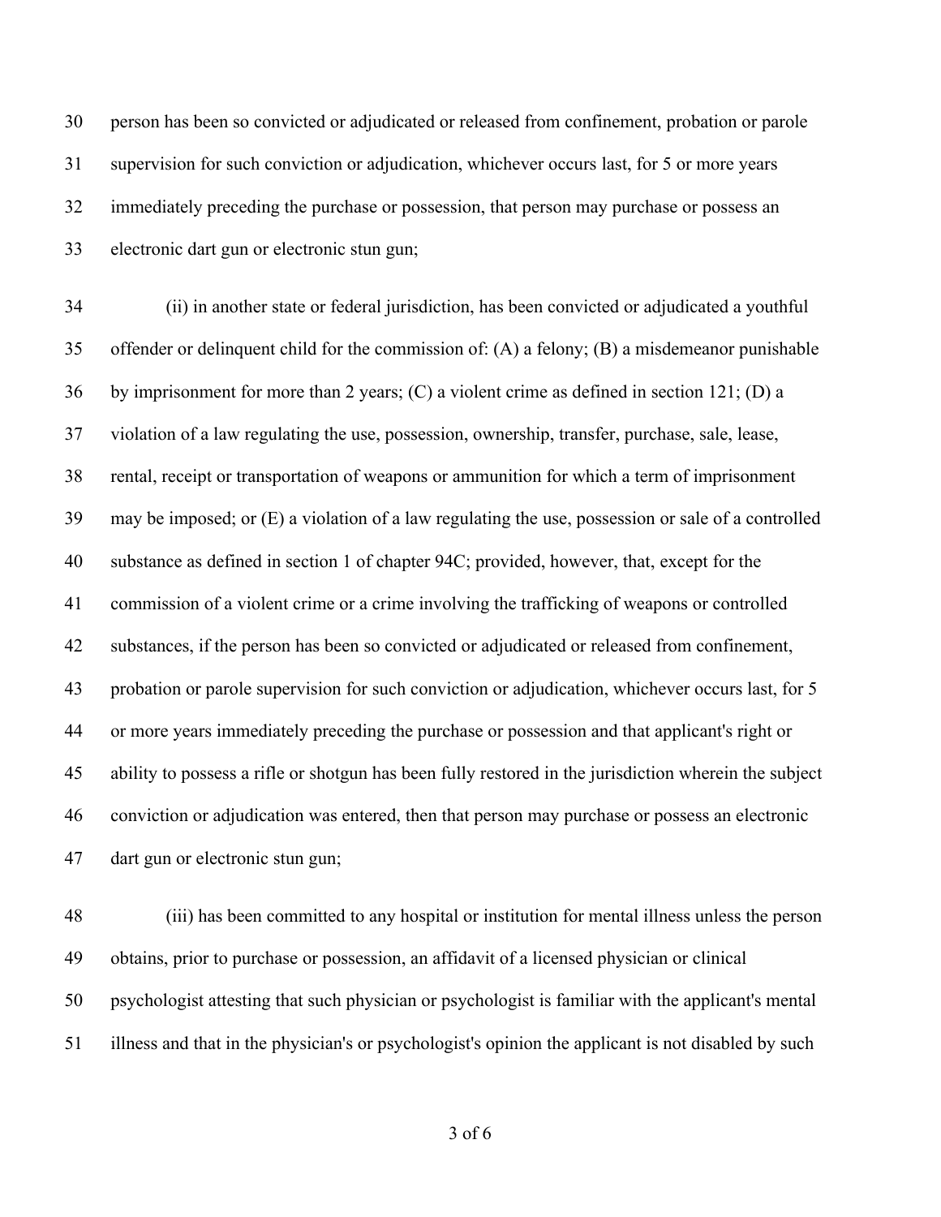person has been so convicted or adjudicated or released from confinement, probation or parole supervision for such conviction or adjudication, whichever occurs last, for 5 or more years immediately preceding the purchase or possession, that person may purchase or possess an electronic dart gun or electronic stun gun;

(ii) in another state or federal jurisdiction, has been convicted or adjudicated a youthful offender or delinquent child for the commission of: (A) a felony; (B) a misdemeanor punishable by imprisonment for more than 2 years; (C) a violent crime as defined in section 121; (D) a violation of a law regulating the use, possession, ownership, transfer, purchase, sale, lease, rental, receipt or transportation of weapons or ammunition for which a term of imprisonment may be imposed; or (E) a violation of a law regulating the use, possession or sale of a controlled substance as defined in section 1 of chapter 94C; provided, however, that, except for the commission of a violent crime or a crime involving the trafficking of weapons or controlled substances, if the person has been so convicted or adjudicated or released from confinement, probation or parole supervision for such conviction or adjudication, whichever occurs last, for 5 or more years immediately preceding the purchase or possession and that applicant's right or ability to possess a rifle or shotgun has been fully restored in the jurisdiction wherein the subject conviction or adjudication was entered, then that person may purchase or possess an electronic dart gun or electronic stun gun;

(iii) has been committed to any hospital or institution for mental illness unless the person obtains, prior to purchase or possession, an affidavit of a licensed physician or clinical psychologist attesting that such physician or psychologist is familiar with the applicant's mental illness and that in the physician's or psychologist's opinion the applicant is not disabled by such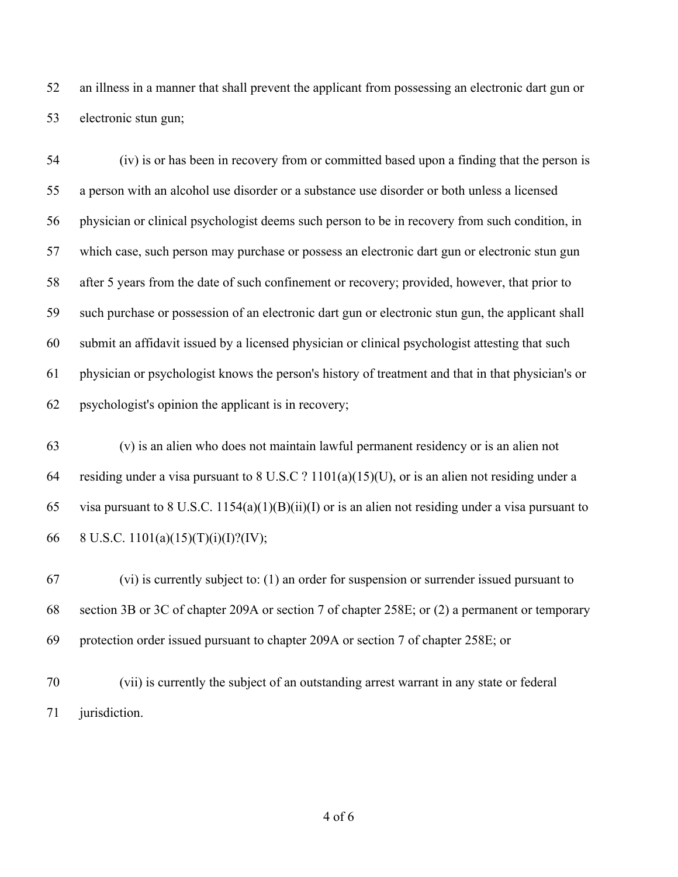52 an illness in a manner that shall prevent the applicant from possessing an electronic dart gun or
53 electronic stun gun;

54 (iv) is or has been in recovery from or committed based upon a finding that the person is
55 a person with an alcohol use disorder or a substance use disorder or both unless a licensed
56 physician or clinical psychologist deems such person to be in recovery from such condition, in
57 which case, such person may purchase or possess an electronic dart gun or electronic stun gun
58 after 5 years from the date of such confinement or recovery; provided, however, that prior to
59 such purchase or possession of an electronic dart gun or electronic stun gun, the applicant shall
60 submit an affidavit issued by a licensed physician or clinical psychologist attesting that such
61 physician or psychologist knows the person's history of treatment and that in that physician's or
62 psychologist's opinion the applicant is in recovery;

63 (v) is an alien who does not maintain lawful permanent residency or is an alien not
64 residing under a visa pursuant to 8 U.S.C ? 1101(a)(15)(U), or is an alien not residing under a
65 visa pursuant to 8 U.S.C. 1154(a)(1)(B)(ii)(I) or is an alien not residing under a visa pursuant to
66 8 U.S.C. 1101(a)(15)(T)(i)(I)?(IV);

67 (vi) is currently subject to: (1) an order for suspension or surrender issued pursuant to
68 section 3B or 3C of chapter 209A or section 7 of chapter 258E; or (2) a permanent or temporary
69 protection order issued pursuant to chapter 209A or section 7 of chapter 258E; or

70 (vii) is currently the subject of an outstanding arrest warrant in any state or federal
71 jurisdiction.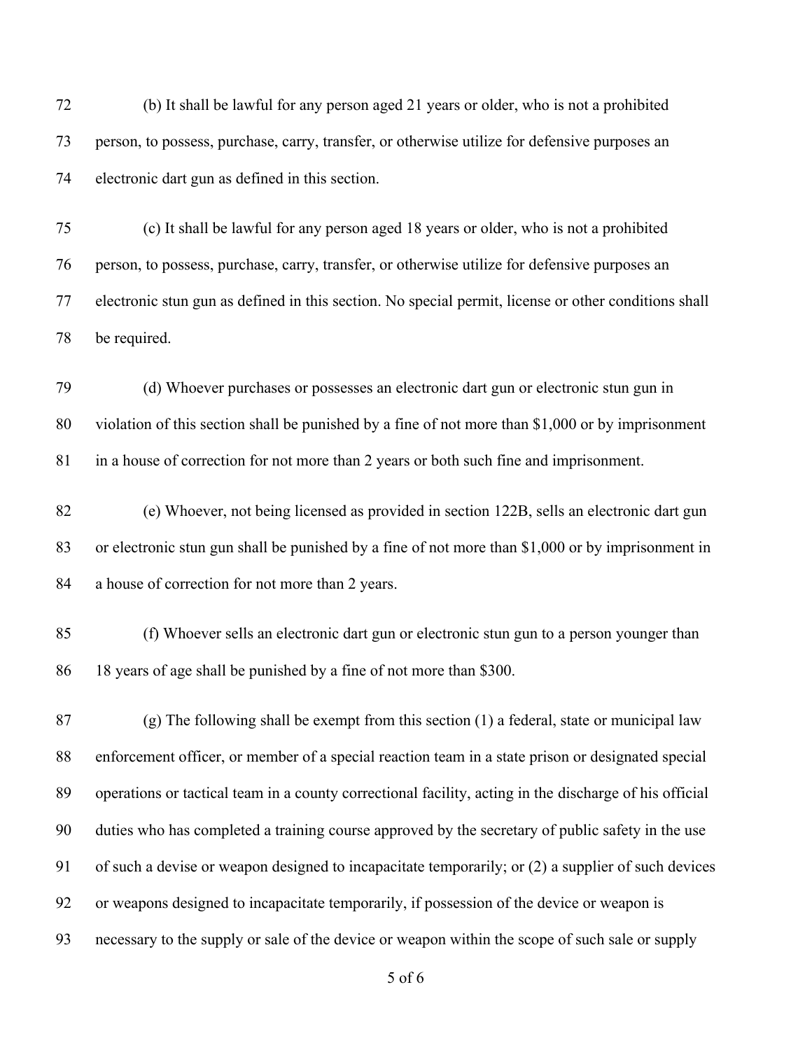(b) It shall be lawful for any person aged 21 years or older, who is not a prohibited person, to possess, purchase, carry, transfer, or otherwise utilize for defensive purposes an electronic dart gun as defined in this section.

(c) It shall be lawful for any person aged 18 years or older, who is not a prohibited person, to possess, purchase, carry, transfer, or otherwise utilize for defensive purposes an electronic stun gun as defined in this section. No special permit, license or other conditions shall be required.

(d) Whoever purchases or possesses an electronic dart gun or electronic stun gun in violation of this section shall be punished by a fine of not more than $1,000 or by imprisonment in a house of correction for not more than 2 years or both such fine and imprisonment.

(e) Whoever, not being licensed as provided in section 122B, sells an electronic dart gun or electronic stun gun shall be punished by a fine of not more than $1,000 or by imprisonment in a house of correction for not more than 2 years.

(f) Whoever sells an electronic dart gun or electronic stun gun to a person younger than 18 years of age shall be punished by a fine of not more than $300.

(g) The following shall be exempt from this section (1) a federal, state or municipal law enforcement officer, or member of a special reaction team in a state prison or designated special operations or tactical team in a county correctional facility, acting in the discharge of his official duties who has completed a training course approved by the secretary of public safety in the use of such a devise or weapon designed to incapacitate temporarily; or (2) a supplier of such devices or weapons designed to incapacitate temporarily, if possession of the device or weapon is necessary to the supply or sale of the device or weapon within the scope of such sale or supply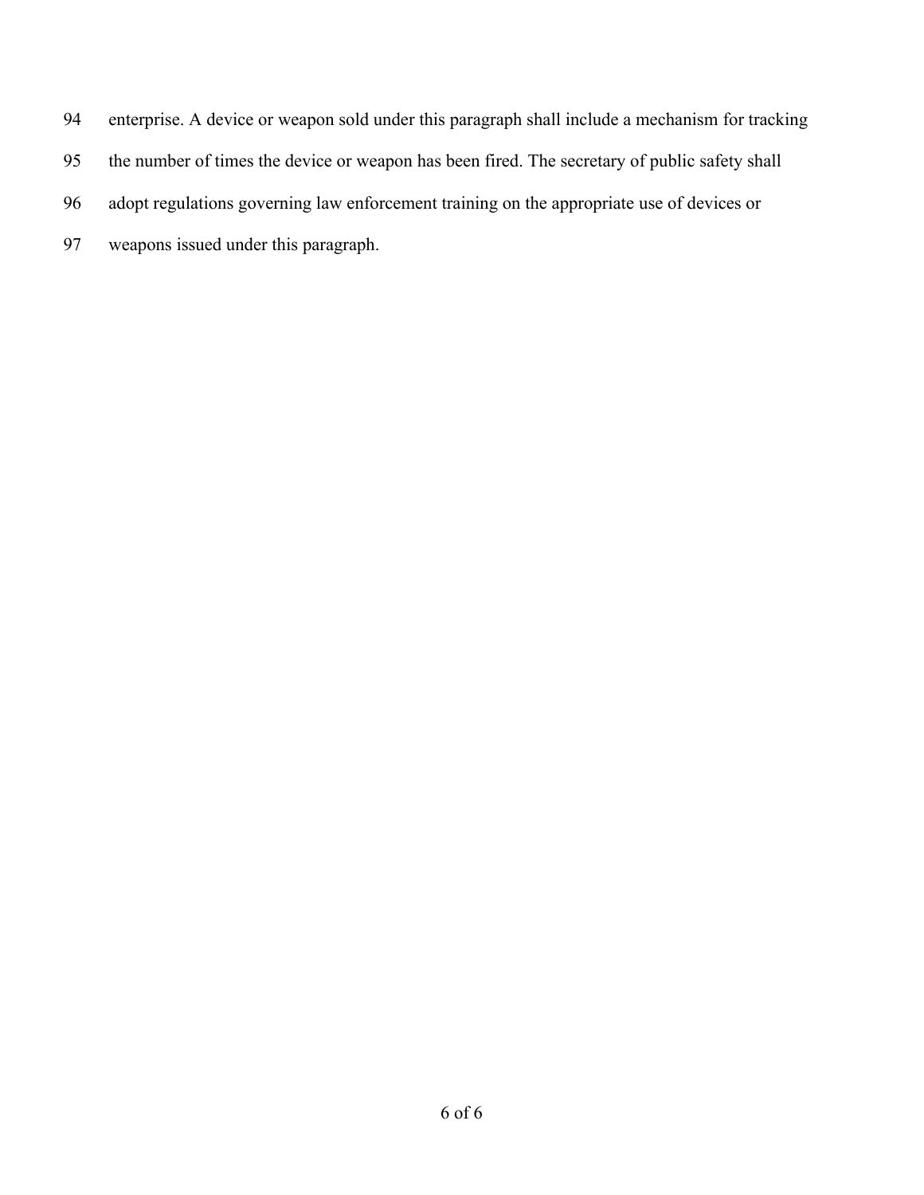enterprise. A device or weapon sold under this paragraph shall include a mechanism for tracking the number of times the device or weapon has been fired. The secretary of public safety shall adopt regulations governing law enforcement training on the appropriate use of devices or weapons issued under this paragraph.